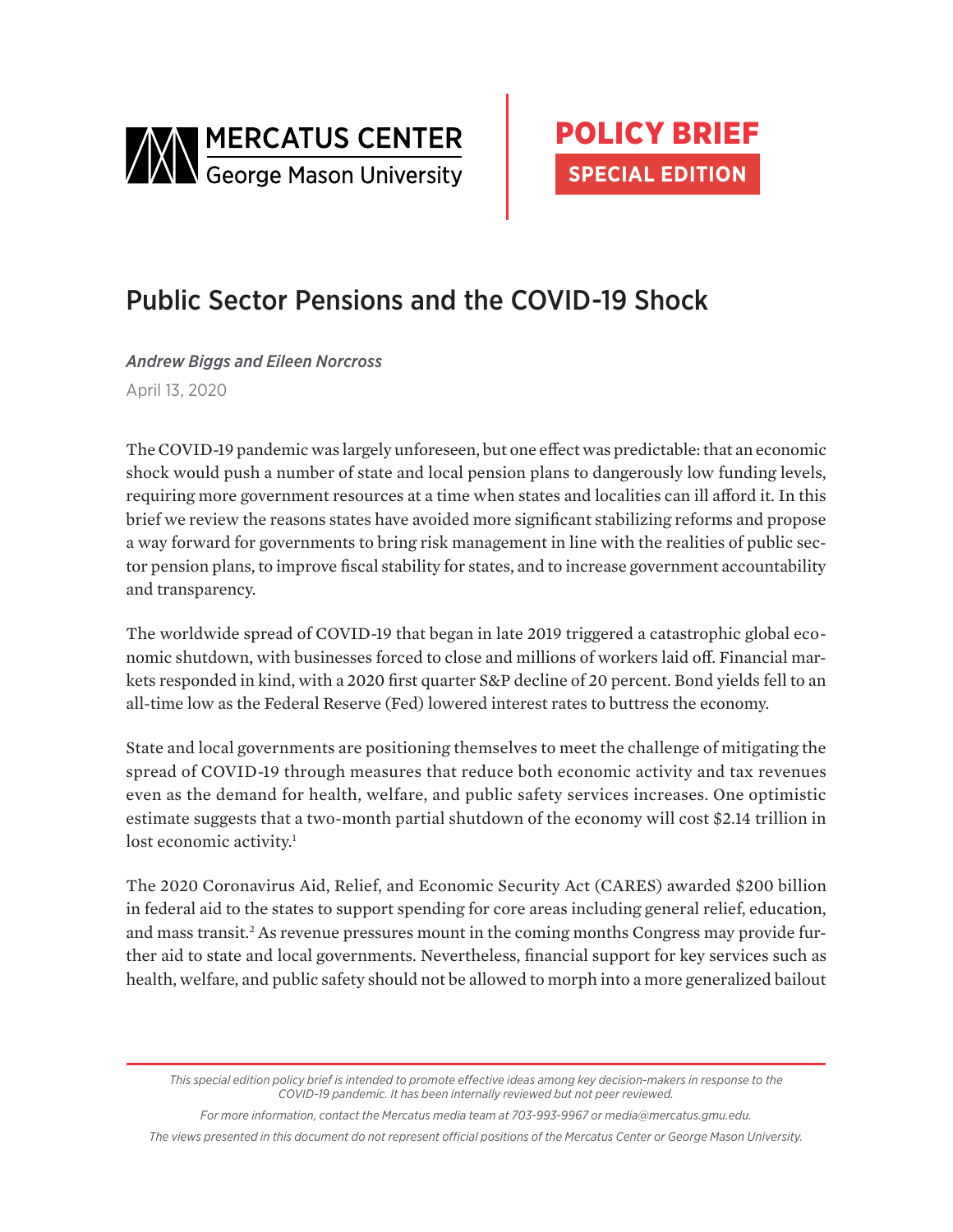MERCATUS CENTER
George Mason University

**POLICY BRIEF**
**SPECIAL EDITION**

# Public Sector Pensions and the COVID-19 Shock

*Andrew Biggs and Eileen Norcross*

April 13, 2020

The COVID-19 pandemic was largely unforeseen, but one effect was predictable: that an economic shock would push a number of state and local pension plans to dangerously low funding levels, requiring more government resources at a time when states and localities can ill afford it. In this brief we review the reasons states have avoided more significant stabilizing reforms and propose a way forward for governments to bring risk management in line with the realities of public sector pension plans, to improve fiscal stability for states, and to increase government accountability and transparency.

The worldwide spread of COVID-19 that began in late 2019 triggered a catastrophic global economic shutdown, with businesses forced to close and millions of workers laid off. Financial markets responded in kind, with a 2020 first quarter S&P decline of 20 percent. Bond yields fell to an all-time low as the Federal Reserve (Fed) lowered interest rates to buttress the economy.

State and local governments are positioning themselves to meet the challenge of mitigating the spread of COVID-19 through measures that reduce both economic activity and tax revenues even as the demand for health, welfare, and public safety services increases. One optimistic estimate suggests that a two-month partial shutdown of the economy will cost $2.14 trillion in lost economic activity.[1]

The 2020 Coronavirus Aid, Relief, and Economic Security Act (CARES) awarded $200 billion in federal aid to the states to support spending for core areas including general relief, education, and mass transit.[2] As revenue pressures mount in the coming months Congress may provide further aid to state and local governments. Nevertheless, financial support for key services such as health, welfare, and public safety should not be allowed to morph into a more generalized bailout

*This special edition policy brief is intended to promote effective ideas among key decision-makers in response to the COVID-19 pandemic. It has been internally reviewed but not peer reviewed.*

*For more information, contact the Mercatus media team at 703-993-9967 or media@mercatus.gmu.edu.*

*The views presented in this document do not represent official positions of the Mercatus Center or George Mason University.*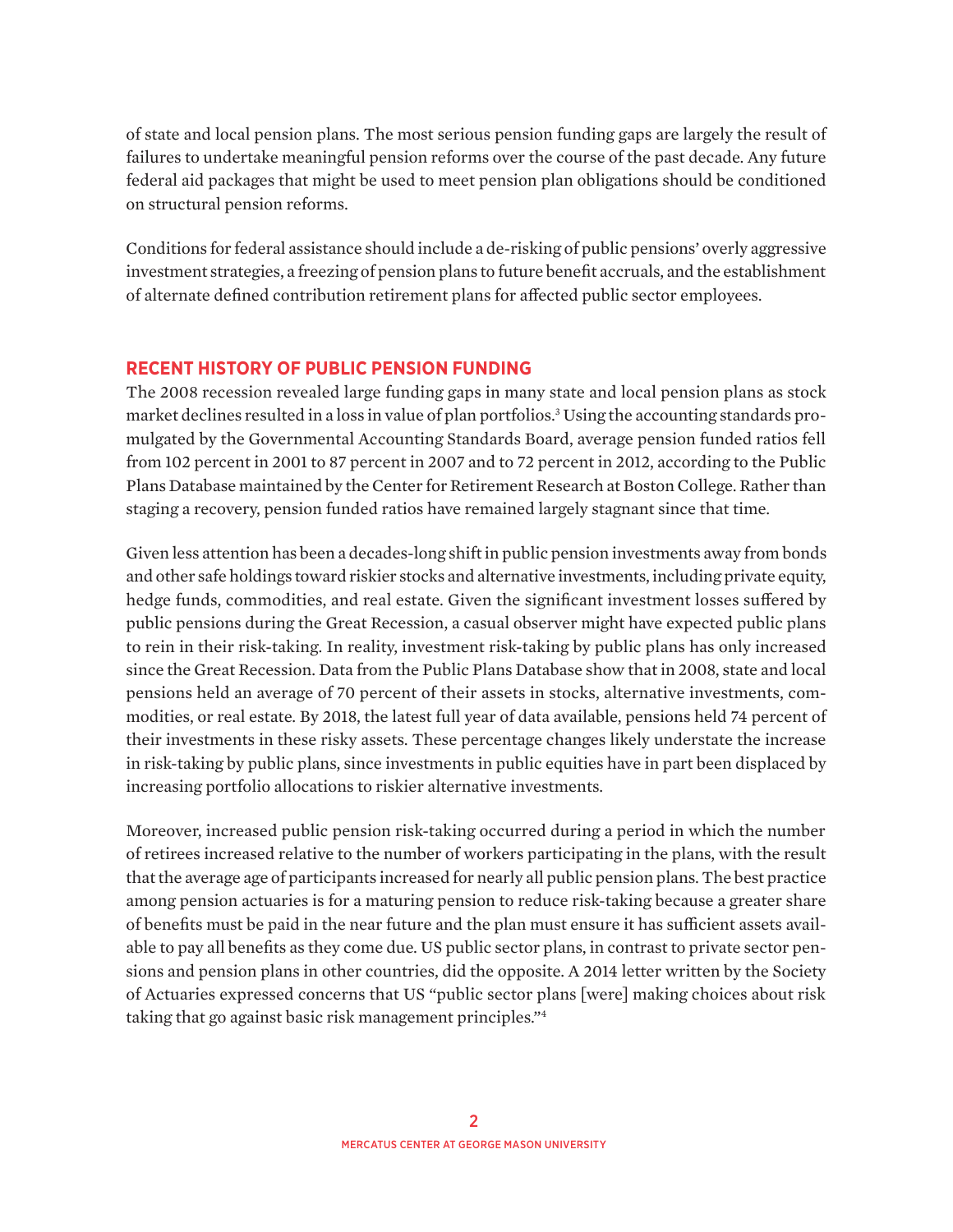of state and local pension plans. The most serious pension funding gaps are largely the result of failures to undertake meaningful pension reforms over the course of the past decade. Any future federal aid packages that might be used to meet pension plan obligations should be conditioned on structural pension reforms.

Conditions for federal assistance should include a de-risking of public pensions' overly aggressive investment strategies, a freezing of pension plans to future benefit accruals, and the establishment of alternate defined contribution retirement plans for affected public sector employees.

## RECENT HISTORY OF PUBLIC PENSION FUNDING

The 2008 recession revealed large funding gaps in many state and local pension plans as stock market declines resulted in a loss in value of plan portfolios.[3] Using the accounting standards promulgated by the Governmental Accounting Standards Board, average pension funded ratios fell from 102 percent in 2001 to 87 percent in 2007 and to 72 percent in 2012, according to the Public Plans Database maintained by the Center for Retirement Research at Boston College. Rather than staging a recovery, pension funded ratios have remained largely stagnant since that time.

Given less attention has been a decades-long shift in public pension investments away from bonds and other safe holdings toward riskier stocks and alternative investments, including private equity, hedge funds, commodities, and real estate. Given the significant investment losses suffered by public pensions during the Great Recession, a casual observer might have expected public plans to rein in their risk-taking. In reality, investment risk-taking by public plans has only increased since the Great Recession. Data from the Public Plans Database show that in 2008, state and local pensions held an average of 70 percent of their assets in stocks, alternative investments, commodities, or real estate. By 2018, the latest full year of data available, pensions held 74 percent of their investments in these risky assets. These percentage changes likely understate the increase in risk-taking by public plans, since investments in public equities have in part been displaced by increasing portfolio allocations to riskier alternative investments.

Moreover, increased public pension risk-taking occurred during a period in which the number of retirees increased relative to the number of workers participating in the plans, with the result that the average age of participants increased for nearly all public pension plans. The best practice among pension actuaries is for a maturing pension to reduce risk-taking because a greater share of benefits must be paid in the near future and the plan must ensure it has sufficient assets available to pay all benefits as they come due. US public sector plans, in contrast to private sector pensions and pension plans in other countries, did the opposite. A 2014 letter written by the Society of Actuaries expressed concerns that US "public sector plans [were] making choices about risk taking that go against basic risk management principles."[4]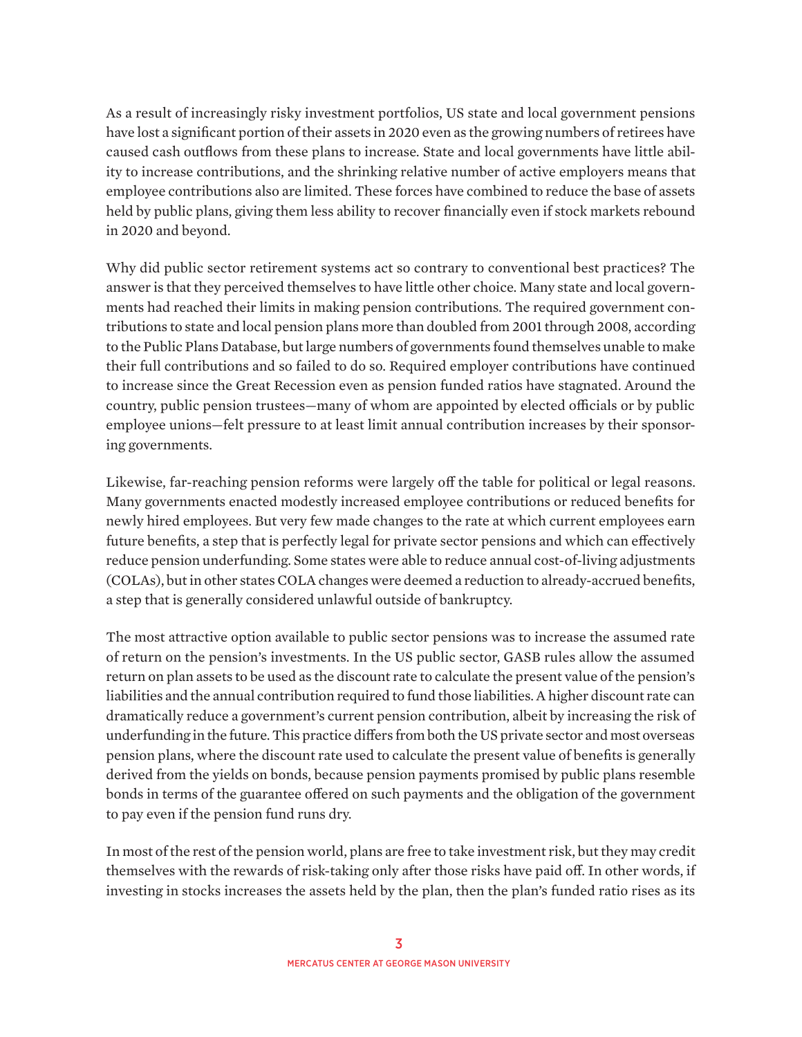As a result of increasingly risky investment portfolios, US state and local government pensions have lost a significant portion of their assets in 2020 even as the growing numbers of retirees have caused cash outflows from these plans to increase. State and local governments have little ability to increase contributions, and the shrinking relative number of active employers means that employee contributions also are limited. These forces have combined to reduce the base of assets held by public plans, giving them less ability to recover financially even if stock markets rebound in 2020 and beyond.

Why did public sector retirement systems act so contrary to conventional best practices? The answer is that they perceived themselves to have little other choice. Many state and local governments had reached their limits in making pension contributions. The required government contributions to state and local pension plans more than doubled from 2001 through 2008, according to the Public Plans Database, but large numbers of governments found themselves unable to make their full contributions and so failed to do so. Required employer contributions have continued to increase since the Great Recession even as pension funded ratios have stagnated. Around the country, public pension trustees—many of whom are appointed by elected officials or by public employee unions—felt pressure to at least limit annual contribution increases by their sponsoring governments.

Likewise, far-reaching pension reforms were largely off the table for political or legal reasons. Many governments enacted modestly increased employee contributions or reduced benefits for newly hired employees. But very few made changes to the rate at which current employees earn future benefits, a step that is perfectly legal for private sector pensions and which can effectively reduce pension underfunding. Some states were able to reduce annual cost-of-living adjustments (COLAs), but in other states COLA changes were deemed a reduction to already-accrued benefits, a step that is generally considered unlawful outside of bankruptcy.

The most attractive option available to public sector pensions was to increase the assumed rate of return on the pension's investments. In the US public sector, GASB rules allow the assumed return on plan assets to be used as the discount rate to calculate the present value of the pension's liabilities and the annual contribution required to fund those liabilities. A higher discount rate can dramatically reduce a government's current pension contribution, albeit by increasing the risk of underfunding in the future. This practice differs from both the US private sector and most overseas pension plans, where the discount rate used to calculate the present value of benefits is generally derived from the yields on bonds, because pension payments promised by public plans resemble bonds in terms of the guarantee offered on such payments and the obligation of the government to pay even if the pension fund runs dry.

In most of the rest of the pension world, plans are free to take investment risk, but they may credit themselves with the rewards of risk-taking only after those risks have paid off. In other words, if investing in stocks increases the assets held by the plan, then the plan's funded ratio rises as its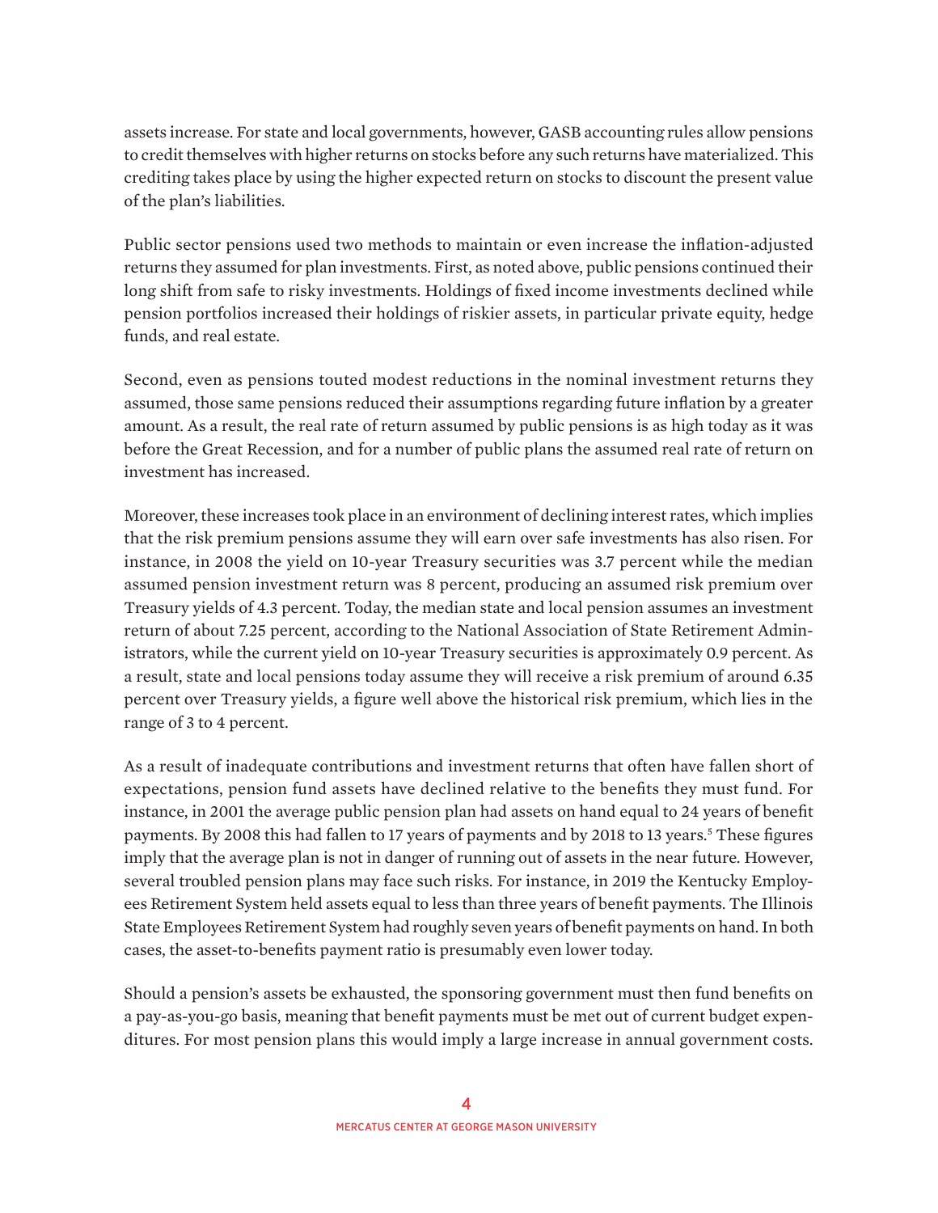assets increase. For state and local governments, however, GASB accounting rules allow pensions to credit themselves with higher returns on stocks before any such returns have materialized. This crediting takes place by using the higher expected return on stocks to discount the present value of the plan's liabilities.

Public sector pensions used two methods to maintain or even increase the inflation-adjusted returns they assumed for plan investments. First, as noted above, public pensions continued their long shift from safe to risky investments. Holdings of fixed income investments declined while pension portfolios increased their holdings of riskier assets, in particular private equity, hedge funds, and real estate.

Second, even as pensions touted modest reductions in the nominal investment returns they assumed, those same pensions reduced their assumptions regarding future inflation by a greater amount. As a result, the real rate of return assumed by public pensions is as high today as it was before the Great Recession, and for a number of public plans the assumed real rate of return on investment has increased.

Moreover, these increases took place in an environment of declining interest rates, which implies that the risk premium pensions assume they will earn over safe investments has also risen. For instance, in 2008 the yield on 10-year Treasury securities was 3.7 percent while the median assumed pension investment return was 8 percent, producing an assumed risk premium over Treasury yields of 4.3 percent. Today, the median state and local pension assumes an investment return of about 7.25 percent, according to the National Association of State Retirement Administrators, while the current yield on 10-year Treasury securities is approximately 0.9 percent. As a result, state and local pensions today assume they will receive a risk premium of around 6.35 percent over Treasury yields, a figure well above the historical risk premium, which lies in the range of 3 to 4 percent.

As a result of inadequate contributions and investment returns that often have fallen short of expectations, pension fund assets have declined relative to the benefits they must fund. For instance, in 2001 the average public pension plan had assets on hand equal to 24 years of benefit payments. By 2008 this had fallen to 17 years of payments and by 2018 to 13 years.[5] These figures imply that the average plan is not in danger of running out of assets in the near future. However, several troubled pension plans may face such risks. For instance, in 2019 the Kentucky Employees Retirement System held assets equal to less than three years of benefit payments. The Illinois State Employees Retirement System had roughly seven years of benefit payments on hand. In both cases, the asset-to-benefits payment ratio is presumably even lower today.

Should a pension's assets be exhausted, the sponsoring government must then fund benefits on a pay-as-you-go basis, meaning that benefit payments must be met out of current budget expenditures. For most pension plans this would imply a large increase in annual government costs.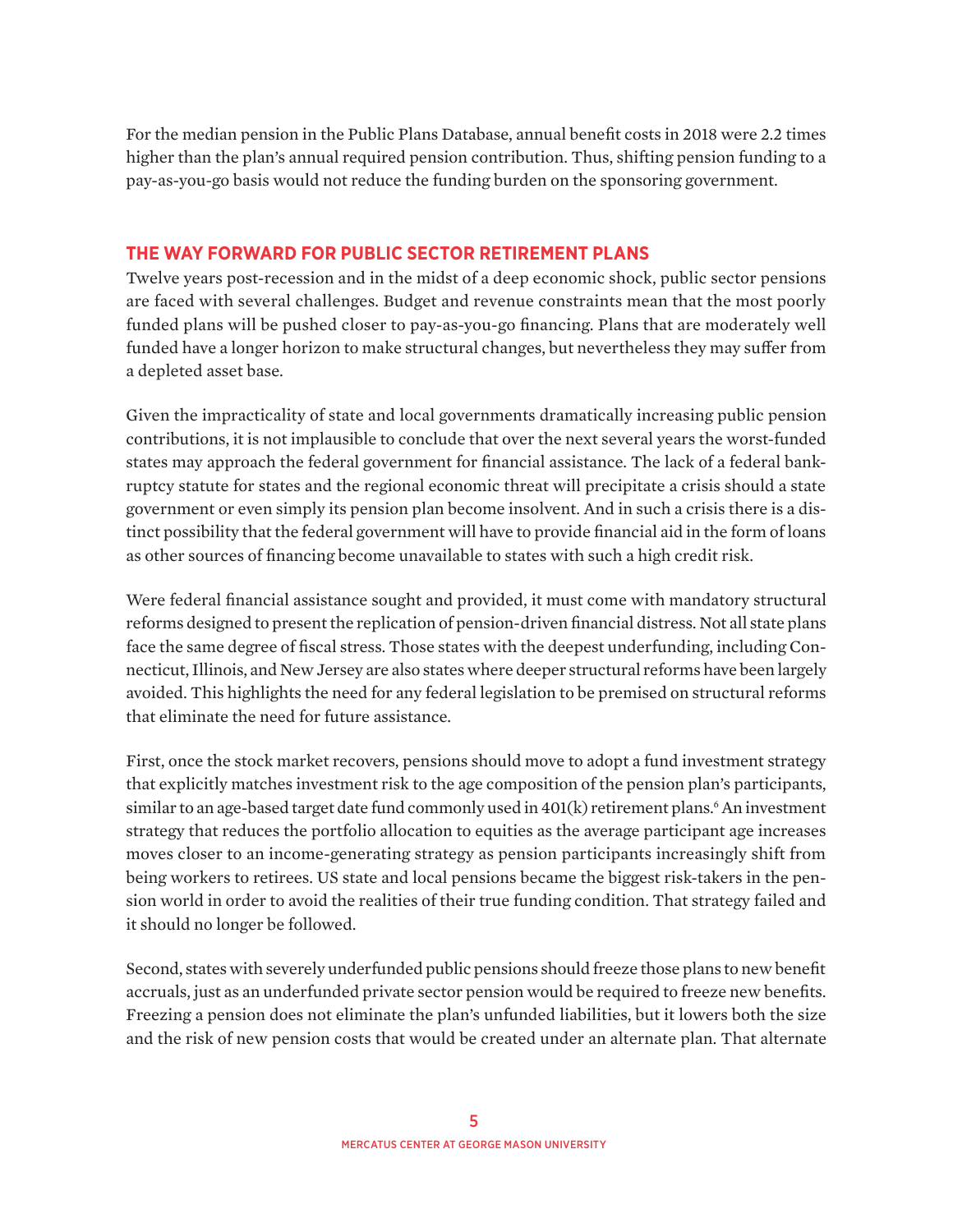For the median pension in the Public Plans Database, annual benefit costs in 2018 were 2.2 times higher than the plan's annual required pension contribution. Thus, shifting pension funding to a pay-as-you-go basis would not reduce the funding burden on the sponsoring government.

## THE WAY FORWARD FOR PUBLIC SECTOR RETIREMENT PLANS

Twelve years post-recession and in the midst of a deep economic shock, public sector pensions are faced with several challenges. Budget and revenue constraints mean that the most poorly funded plans will be pushed closer to pay-as-you-go financing. Plans that are moderately well funded have a longer horizon to make structural changes, but nevertheless they may suffer from a depleted asset base.

Given the impracticality of state and local governments dramatically increasing public pension contributions, it is not implausible to conclude that over the next several years the worst-funded states may approach the federal government for financial assistance. The lack of a federal bankruptcy statute for states and the regional economic threat will precipitate a crisis should a state government or even simply its pension plan become insolvent. And in such a crisis there is a distinct possibility that the federal government will have to provide financial aid in the form of loans as other sources of financing become unavailable to states with such a high credit risk.

Were federal financial assistance sought and provided, it must come with mandatory structural reforms designed to present the replication of pension-driven financial distress. Not all state plans face the same degree of fiscal stress. Those states with the deepest underfunding, including Connecticut, Illinois, and New Jersey are also states where deeper structural reforms have been largely avoided. This highlights the need for any federal legislation to be premised on structural reforms that eliminate the need for future assistance.

First, once the stock market recovers, pensions should move to adopt a fund investment strategy that explicitly matches investment risk to the age composition of the pension plan's participants, similar to an age-based target date fund commonly used in 401(k) retirement plans.[6] An investment strategy that reduces the portfolio allocation to equities as the average participant age increases moves closer to an income-generating strategy as pension participants increasingly shift from being workers to retirees. US state and local pensions became the biggest risk-takers in the pension world in order to avoid the realities of their true funding condition. That strategy failed and it should no longer be followed.

Second, states with severely underfunded public pensions should freeze those plans to new benefit accruals, just as an underfunded private sector pension would be required to freeze new benefits. Freezing a pension does not eliminate the plan's unfunded liabilities, but it lowers both the size and the risk of new pension costs that would be created under an alternate plan. That alternate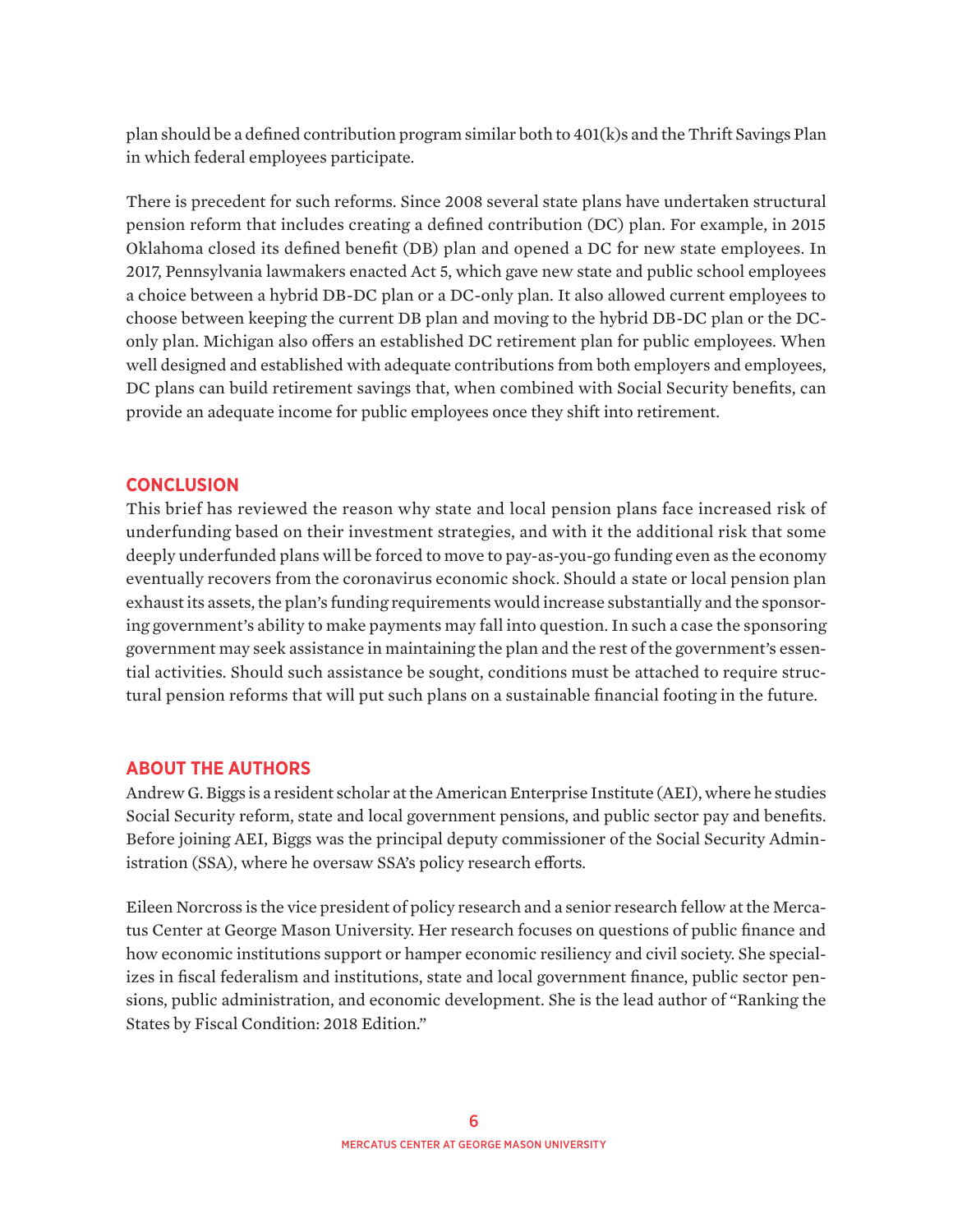plan should be a defined contribution program similar both to 401(k)s and the Thrift Savings Plan in which federal employees participate.

There is precedent for such reforms. Since 2008 several state plans have undertaken structural pension reform that includes creating a defined contribution (DC) plan. For example, in 2015 Oklahoma closed its defined benefit (DB) plan and opened a DC for new state employees. In 2017, Pennsylvania lawmakers enacted Act 5, which gave new state and public school employees a choice between a hybrid DB-DC plan or a DC-only plan. It also allowed current employees to choose between keeping the current DB plan and moving to the hybrid DB-DC plan or the DC-only plan. Michigan also offers an established DC retirement plan for public employees. When well designed and established with adequate contributions from both employers and employees, DC plans can build retirement savings that, when combined with Social Security benefits, can provide an adequate income for public employees once they shift into retirement.

## CONCLUSION

This brief has reviewed the reason why state and local pension plans face increased risk of underfunding based on their investment strategies, and with it the additional risk that some deeply underfunded plans will be forced to move to pay-as-you-go funding even as the economy eventually recovers from the coronavirus economic shock. Should a state or local pension plan exhaust its assets, the plan's funding requirements would increase substantially and the sponsoring government's ability to make payments may fall into question. In such a case the sponsoring government may seek assistance in maintaining the plan and the rest of the government's essential activities. Should such assistance be sought, conditions must be attached to require structural pension reforms that will put such plans on a sustainable financial footing in the future.

## ABOUT THE AUTHORS

Andrew G. Biggs is a resident scholar at the American Enterprise Institute (AEI), where he studies Social Security reform, state and local government pensions, and public sector pay and benefits. Before joining AEI, Biggs was the principal deputy commissioner of the Social Security Administration (SSA), where he oversaw SSA's policy research efforts.

Eileen Norcross is the vice president of policy research and a senior research fellow at the Mercatus Center at George Mason University. Her research focuses on questions of public finance and how economic institutions support or hamper economic resiliency and civil society. She specializes in fiscal federalism and institutions, state and local government finance, public sector pensions, public administration, and economic development. She is the lead author of "Ranking the States by Fiscal Condition: 2018 Edition."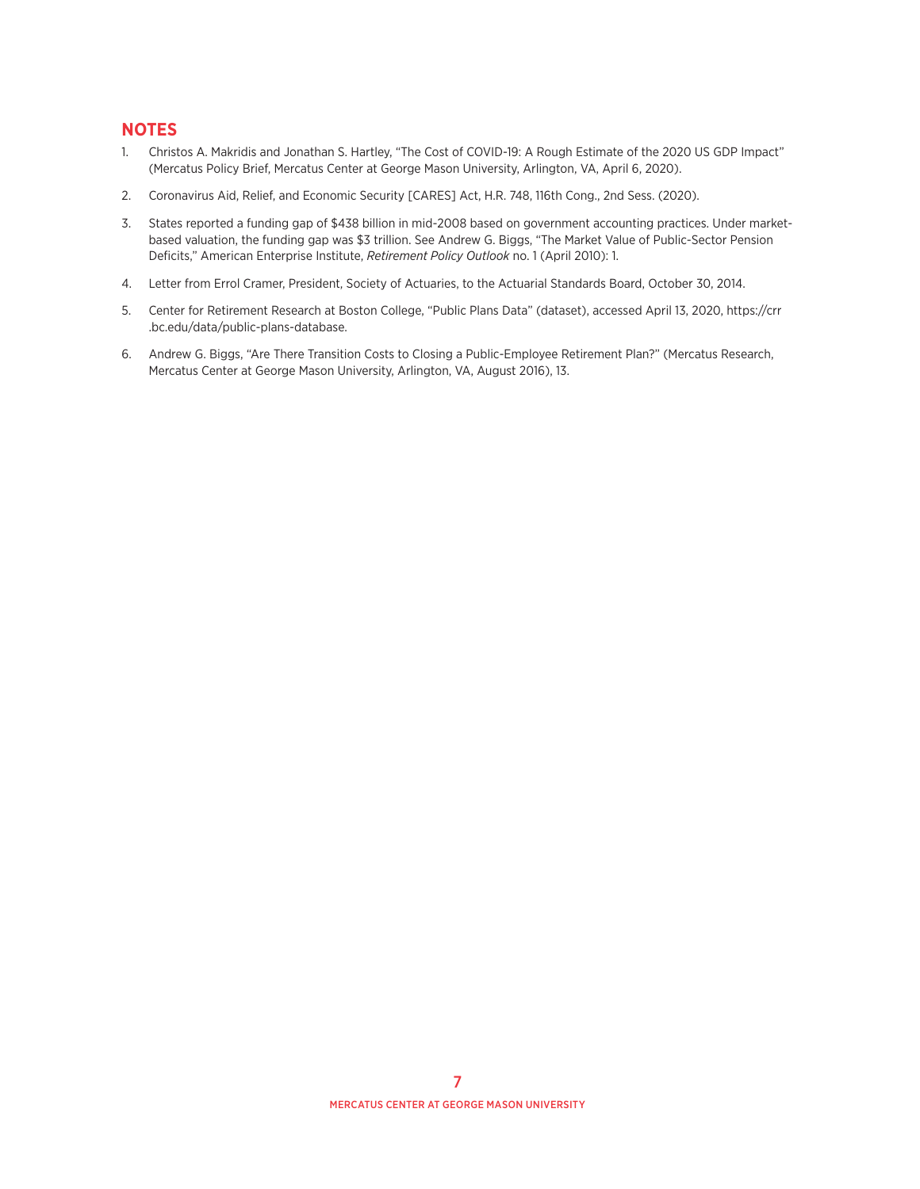## NOTES

1. Christos A. Makridis and Jonathan S. Hartley, "The Cost of COVID-19: A Rough Estimate of the 2020 US GDP Impact" (Mercatus Policy Brief, Mercatus Center at George Mason University, Arlington, VA, April 6, 2020).
2. Coronavirus Aid, Relief, and Economic Security [CARES] Act, H.R. 748, 116th Cong., 2nd Sess. (2020).
3. States reported a funding gap of $438 billion in mid-2008 based on government accounting practices. Under market-based valuation, the funding gap was $3 trillion. See Andrew G. Biggs, "The Market Value of Public-Sector Pension Deficits," American Enterprise Institute, *Retirement Policy Outlook* no. 1 (April 2010): 1.
4. Letter from Errol Cramer, President, Society of Actuaries, to the Actuarial Standards Board, October 30, 2014.
5. Center for Retirement Research at Boston College, "Public Plans Data" (dataset), accessed April 13, 2020, https://crr.bc.edu/data/public-plans-database.
6. Andrew G. Biggs, "Are There Transition Costs to Closing a Public-Employee Retirement Plan?" (Mercatus Research, Mercatus Center at George Mason University, Arlington, VA, August 2016), 13.